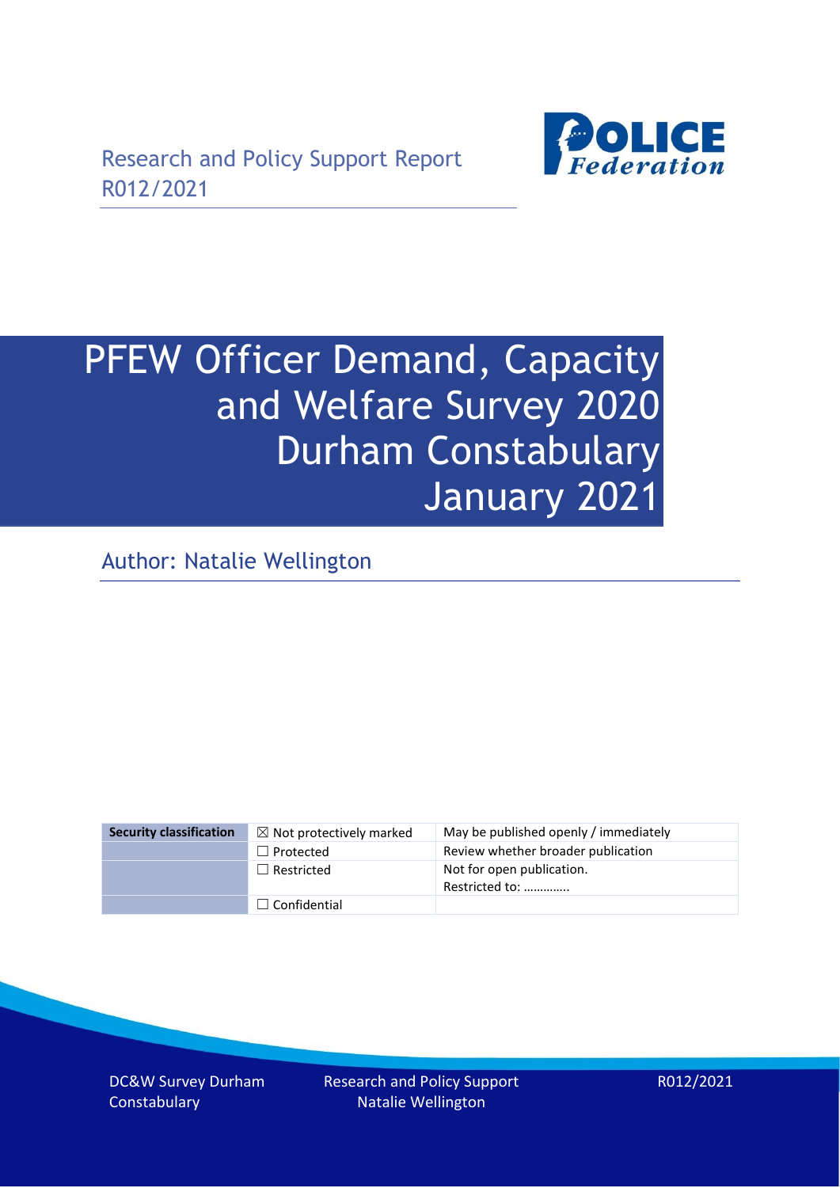Research and Policy Support Report
R012/2021

# PFEW Officer Demand, Capacity and Welfare Survey 2020 Durham Constabulary January 2021

Author: Natalie Wellington

| Security classification | ☒ Not protectively marked | May be published openly / immediately |
|---|---|---|
| | ☐ Protected | Review whether broader publication |
| | ☐ Restricted | Not for open publication. Restricted to: ………….. |
| | ☐ Confidential | |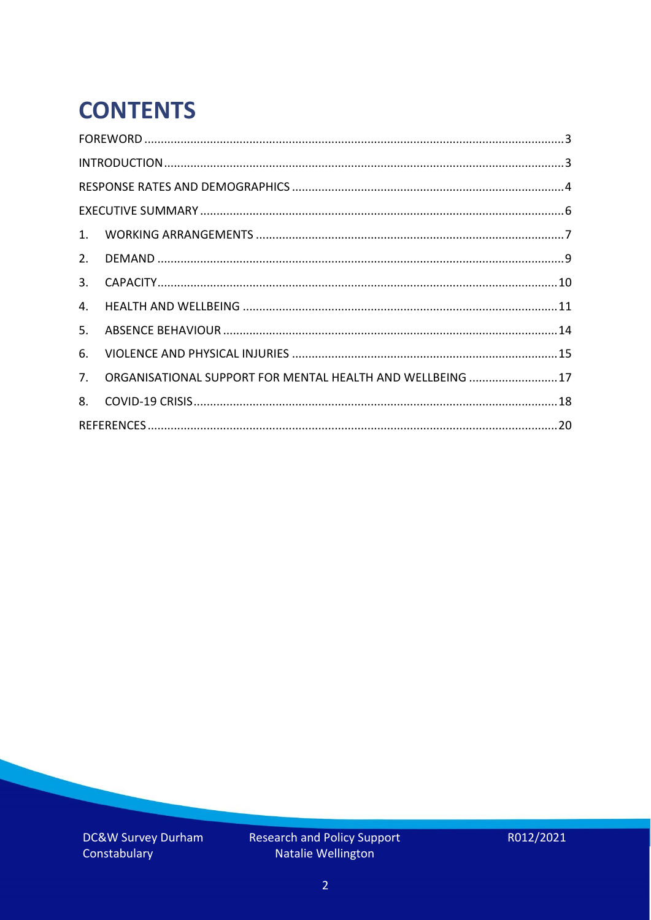# CONTENTS

FOREWORD ..... 3

INTRODUCTION ..... 3

RESPONSE RATES AND DEMOGRAPHICS ..... 4

EXECUTIVE SUMMARY ..... 6

1. WORKING ARRANGEMENTS ..... 7
2. DEMAND ..... 9
3. CAPACITY ..... 10
4. HEALTH AND WELLBEING ..... 11
5. ABSENCE BEHAVIOUR ..... 14
6. VIOLENCE AND PHYSICAL INJURIES ..... 15
7. ORGANISATIONAL SUPPORT FOR MENTAL HEALTH AND WELLBEING ..... 17
8. COVID-19 CRISIS ..... 18

REFERENCES ..... 20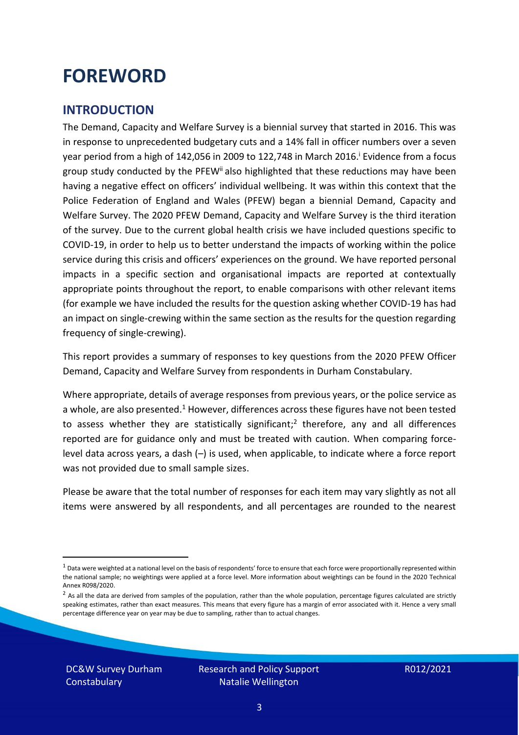# FOREWORD

## INTRODUCTION

The Demand, Capacity and Welfare Survey is a biennial survey that started in 2016. This was in response to unprecedented budgetary cuts and a 14% fall in officer numbers over a seven year period from a high of 142,056 in 2009 to 122,748 in March 2016.[i] Evidence from a focus group study conducted by the PFEW[ii] also highlighted that these reductions may have been having a negative effect on officers' individual wellbeing. It was within this context that the Police Federation of England and Wales (PFEW) began a biennial Demand, Capacity and Welfare Survey. The 2020 PFEW Demand, Capacity and Welfare Survey is the third iteration of the survey. Due to the current global health crisis we have included questions specific to COVID-19, in order to help us to better understand the impacts of working within the police service during this crisis and officers' experiences on the ground. We have reported personal impacts in a specific section and organisational impacts are reported at contextually appropriate points throughout the report, to enable comparisons with other relevant items (for example we have included the results for the question asking whether COVID-19 has had an impact on single-crewing within the same section as the results for the question regarding frequency of single-crewing).

This report provides a summary of responses to key questions from the 2020 PFEW Officer Demand, Capacity and Welfare Survey from respondents in Durham Constabulary.

Where appropriate, details of average responses from previous years, or the police service as a whole, are also presented.[1] However, differences across these figures have not been tested to assess whether they are statistically significant;[2] therefore, any and all differences reported are for guidance only and must be treated with caution. When comparing force-level data across years, a dash (–) is used, when applicable, to indicate where a force report was not provided due to small sample sizes.

Please be aware that the total number of responses for each item may vary slightly as not all items were answered by all respondents, and all percentages are rounded to the nearest

---

[1] Data were weighted at a national level on the basis of respondents' force to ensure that each force were proportionally represented within the national sample; no weightings were applied at a force level. More information about weightings can be found in the 2020 Technical Annex R098/2020.

[2] As all the data are derived from samples of the population, rather than the whole population, percentage figures calculated are strictly speaking estimates, rather than exact measures. This means that every figure has a margin of error associated with it. Hence a very small percentage difference year on year may be due to sampling, rather than to actual changes.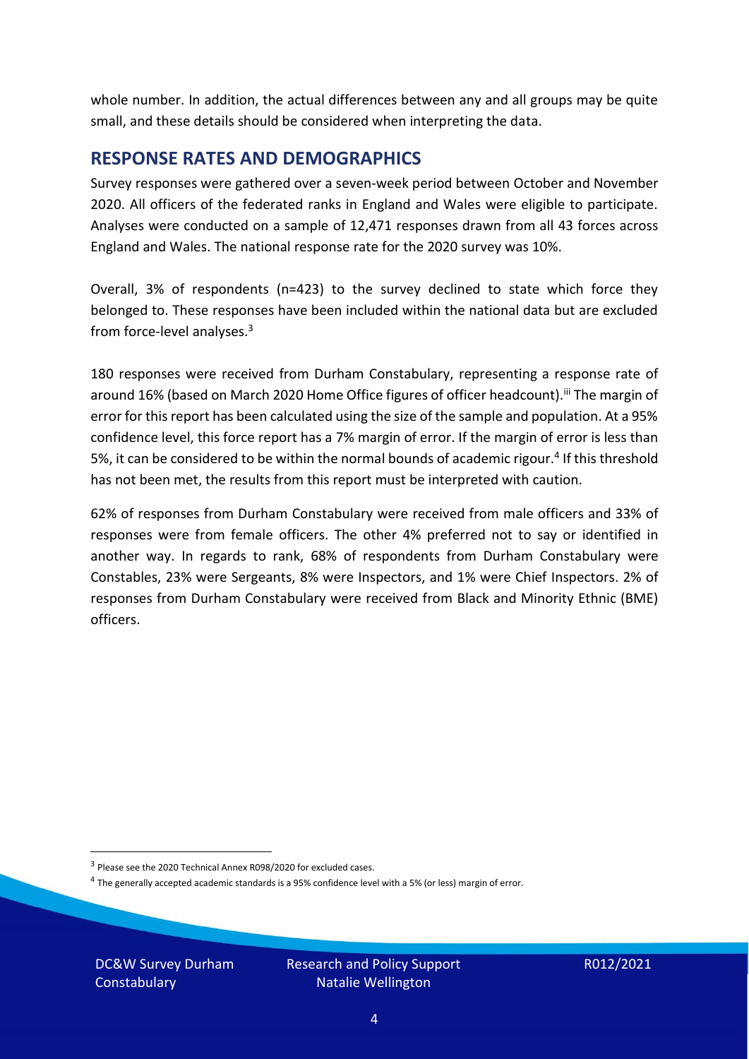whole number. In addition, the actual differences between any and all groups may be quite small, and these details should be considered when interpreting the data.

## RESPONSE RATES AND DEMOGRAPHICS

Survey responses were gathered over a seven-week period between October and November 2020. All officers of the federated ranks in England and Wales were eligible to participate. Analyses were conducted on a sample of 12,471 responses drawn from all 43 forces across England and Wales. The national response rate for the 2020 survey was 10%.

Overall, 3% of respondents (n=423) to the survey declined to state which force they belonged to. These responses have been included within the national data but are excluded from force-level analyses.[3]

180 responses were received from Durham Constabulary, representing a response rate of around 16% (based on March 2020 Home Office figures of officer headcount).[iii] The margin of error for this report has been calculated using the size of the sample and population. At a 95% confidence level, this force report has a 7% margin of error. If the margin of error is less than 5%, it can be considered to be within the normal bounds of academic rigour.[4] If this threshold has not been met, the results from this report must be interpreted with caution.

62% of responses from Durham Constabulary were received from male officers and 33% of responses were from female officers. The other 4% preferred not to say or identified in another way. In regards to rank, 68% of respondents from Durham Constabulary were Constables, 23% were Sergeants, 8% were Inspectors, and 1% were Chief Inspectors. 2% of responses from Durham Constabulary were received from Black and Minority Ethnic (BME) officers.

[3] Please see the 2020 Technical Annex R098/2020 for excluded cases.

[4] The generally accepted academic standards is a 95% confidence level with a 5% (or less) margin of error.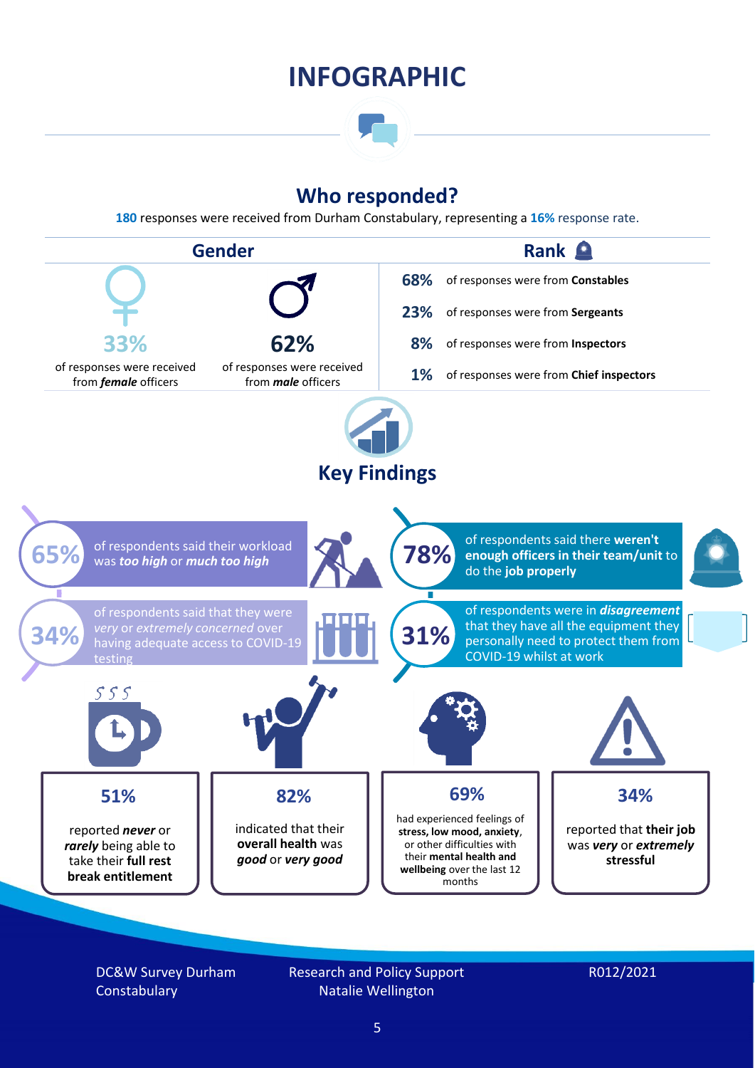# INFOGRAPHIC

## Who responded?

**180** responses were received from Durham Constabulary, representing a **16%** response rate.

### Gender

**33%** of responses were received from ***female*** officers

**62%** of responses were received from ***male*** officers

### Rank

- **68%** of responses were from **Constables**
- **23%** of responses were from **Sergeants**
- **8%** of responses were from **Inspectors**
- **1%** of responses were from **Chief inspectors**

## Key Findings

**65%** of respondents said their workload was ***too high*** or ***much too high***

**78%** of respondents said there **weren't enough officers in their team/unit** to do the **job properly**

**34%** of respondents said that they were *very* or *extremely concerned* over having adequate access to COVID-19 testing

**31%** of respondents were in ***disagreement*** that they have all the equipment they personally need to protect them from COVID-19 whilst at work

**51%** reported ***never*** or ***rarely*** being able to take their **full rest break entitlement**

**82%** indicated that their **overall health** was ***good*** or ***very good***

**69%** had experienced feelings of **stress, low mood, anxiety**, or other difficulties with their **mental health and wellbeing** over the last 12 months

**34%** reported that **their job** was ***very*** or ***extremely*** **stressful**

DC&W Survey Durham Constabulary

Research and Policy Support
Natalie Wellington

R012/2021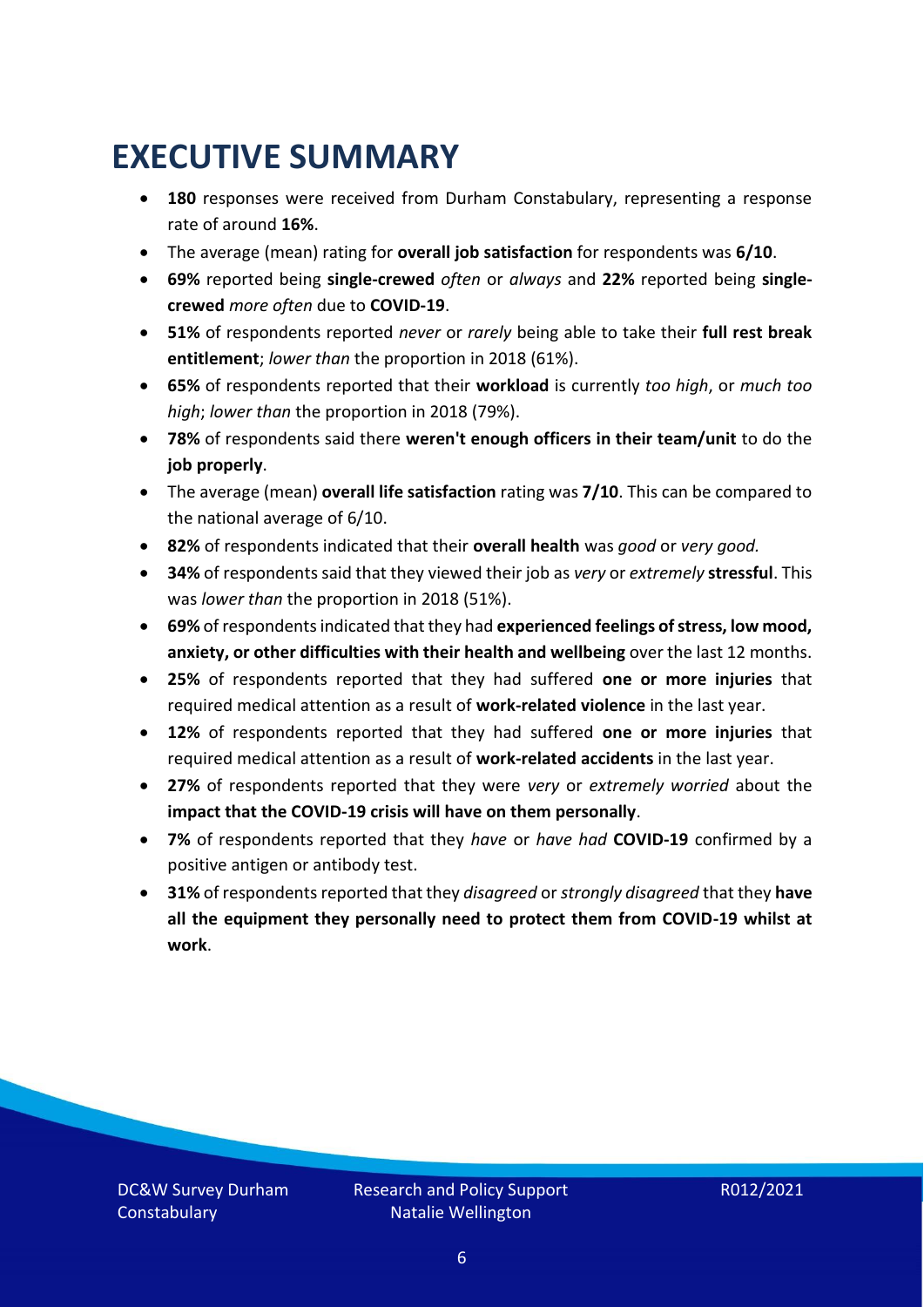# EXECUTIVE SUMMARY

- **180** responses were received from Durham Constabulary, representing a response rate of around **16%**.
- The average (mean) rating for **overall job satisfaction** for respondents was **6/10**.
- **69%** reported being **single-crewed** *often* or *always* and **22%** reported being **single-crewed** *more often* due to **COVID-19**.
- **51%** of respondents reported *never* or *rarely* being able to take their **full rest break entitlement**; *lower than* the proportion in 2018 (61%).
- **65%** of respondents reported that their **workload** is currently *too high*, or *much too high*; *lower than* the proportion in 2018 (79%).
- **78%** of respondents said there **weren't enough officers in their team/unit** to do the **job properly**.
- The average (mean) **overall life satisfaction** rating was **7/10**. This can be compared to the national average of 6/10.
- **82%** of respondents indicated that their **overall health** was *good* or *very good.*
- **34%** of respondents said that they viewed their job as *very* or *extremely* **stressful**. This was *lower than* the proportion in 2018 (51%).
- **69%** of respondents indicated that they had **experienced feelings of stress, low mood, anxiety, or other difficulties with their health and wellbeing** over the last 12 months.
- **25%** of respondents reported that they had suffered **one or more injuries** that required medical attention as a result of **work-related violence** in the last year.
- **12%** of respondents reported that they had suffered **one or more injuries** that required medical attention as a result of **work-related accidents** in the last year.
- **27%** of respondents reported that they were *very* or *extremely worried* about the **impact that the COVID-19 crisis will have on them personally**.
- **7%** of respondents reported that they *have* or *have had* **COVID-19** confirmed by a positive antigen or antibody test.
- **31%** of respondents reported that they *disagreed* or *strongly disagreed* that they **have all the equipment they personally need to protect them from COVID-19 whilst at work**.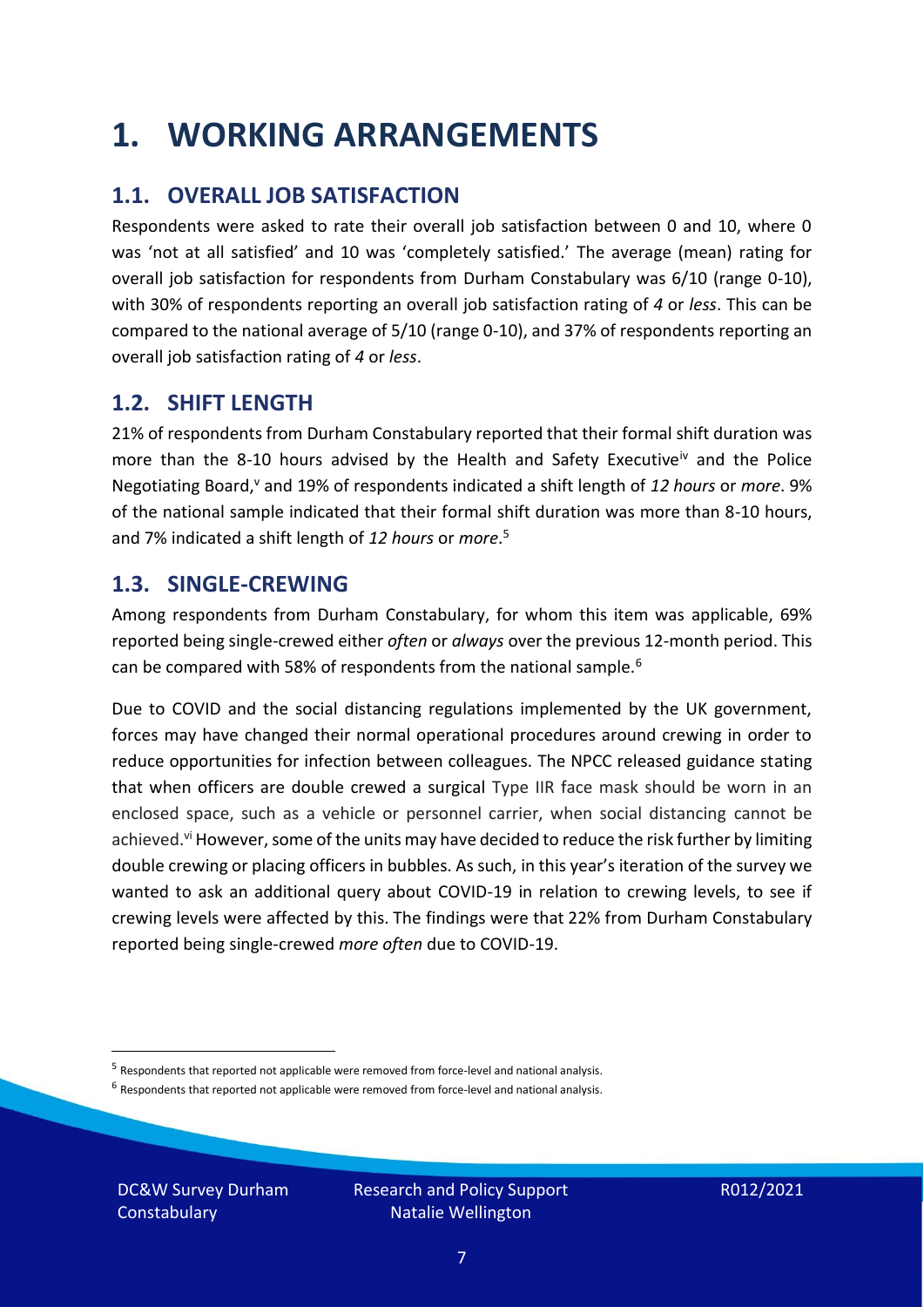# 1. WORKING ARRANGEMENTS

## 1.1. OVERALL JOB SATISFACTION

Respondents were asked to rate their overall job satisfaction between 0 and 10, where 0 was 'not at all satisfied' and 10 was 'completely satisfied.' The average (mean) rating for overall job satisfaction for respondents from Durham Constabulary was 6/10 (range 0-10), with 30% of respondents reporting an overall job satisfaction rating of *4* or *less*. This can be compared to the national average of 5/10 (range 0-10), and 37% of respondents reporting an overall job satisfaction rating of *4* or *less*.

## 1.2. SHIFT LENGTH

21% of respondents from Durham Constabulary reported that their formal shift duration was more than the 8-10 hours advised by the Health and Safety Executive[iv] and the Police Negotiating Board,[v] and 19% of respondents indicated a shift length of *12 hours* or *more*. 9% of the national sample indicated that their formal shift duration was more than 8-10 hours, and 7% indicated a shift length of *12 hours* or *more*.[5]

## 1.3. SINGLE-CREWING

Among respondents from Durham Constabulary, for whom this item was applicable, 69% reported being single-crewed either *often* or *always* over the previous 12-month period. This can be compared with 58% of respondents from the national sample.[6]

Due to COVID and the social distancing regulations implemented by the UK government, forces may have changed their normal operational procedures around crewing in order to reduce opportunities for infection between colleagues. The NPCC released guidance stating that when officers are double crewed a surgical Type IIR face mask should be worn in an enclosed space, such as a vehicle or personnel carrier, when social distancing cannot be achieved.[vi] However, some of the units may have decided to reduce the risk further by limiting double crewing or placing officers in bubbles. As such, in this year's iteration of the survey we wanted to ask an additional query about COVID-19 in relation to crewing levels, to see if crewing levels were affected by this. The findings were that 22% from Durham Constabulary reported being single-crewed *more often* due to COVID-19.

[5] Respondents that reported not applicable were removed from force-level and national analysis.

[6] Respondents that reported not applicable were removed from force-level and national analysis.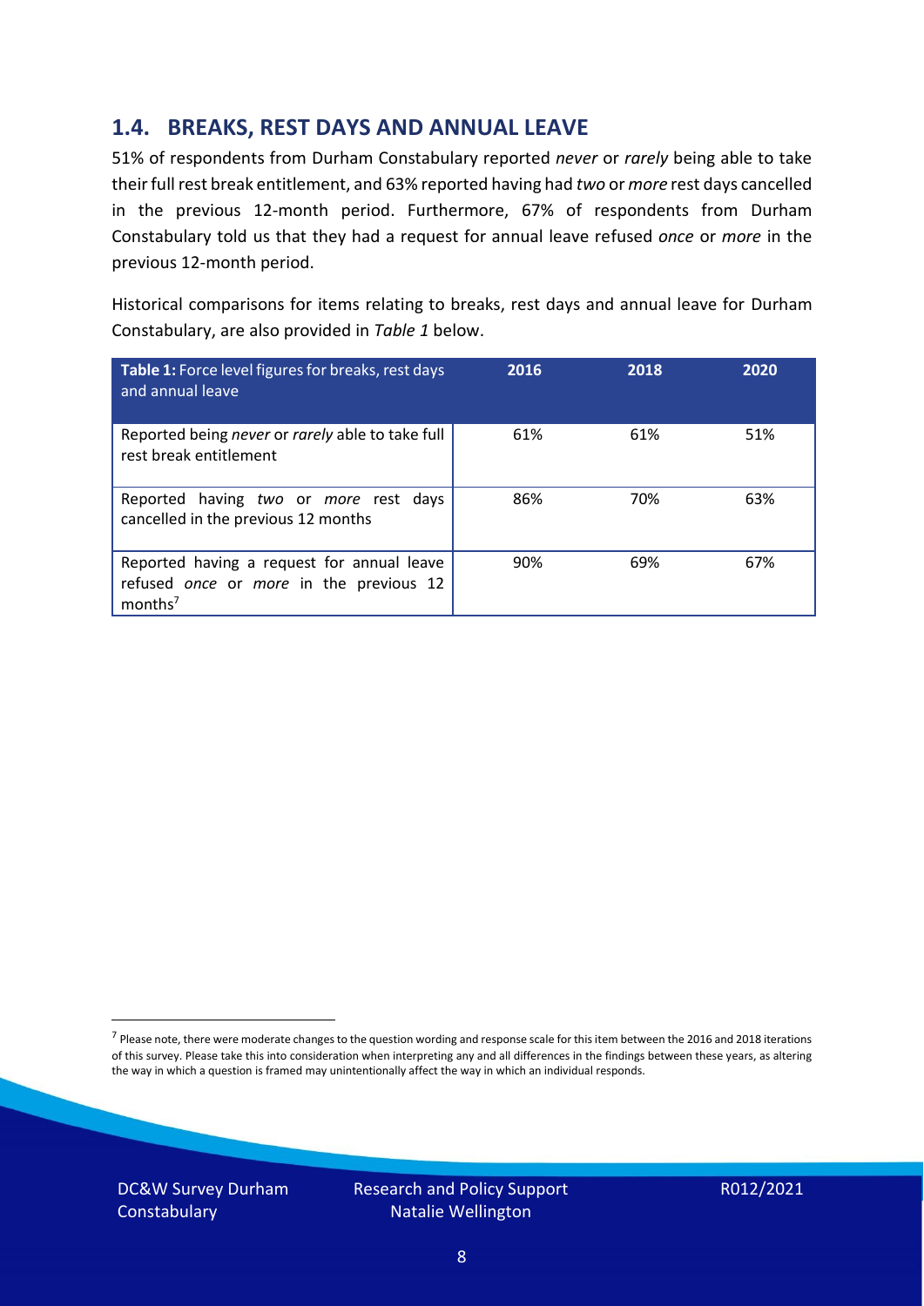## 1.4. BREAKS, REST DAYS AND ANNUAL LEAVE

51% of respondents from Durham Constabulary reported *never* or *rarely* being able to take their full rest break entitlement, and 63% reported having had *two* or *more* rest days cancelled in the previous 12-month period. Furthermore, 67% of respondents from Durham Constabulary told us that they had a request for annual leave refused *once* or *more* in the previous 12-month period.

Historical comparisons for items relating to breaks, rest days and annual leave for Durham Constabulary, are also provided in *Table 1* below.

| **Table 1:** Force level figures for breaks, rest days and annual leave | 2016 | 2018 | 2020 |
|---|---|---|---|
| Reported being *never* or *rarely* able to take full rest break entitlement | 61% | 61% | 51% |
| Reported having *two* or *more* rest days cancelled in the previous 12 months | 86% | 70% | 63% |
| Reported having a request for annual leave refused *once* or *more* in the previous 12 months[7] | 90% | 69% | 67% |

[7] Please note, there were moderate changes to the question wording and response scale for this item between the 2016 and 2018 iterations of this survey. Please take this into consideration when interpreting any and all differences in the findings between these years, as altering the way in which a question is framed may unintentionally affect the way in which an individual responds.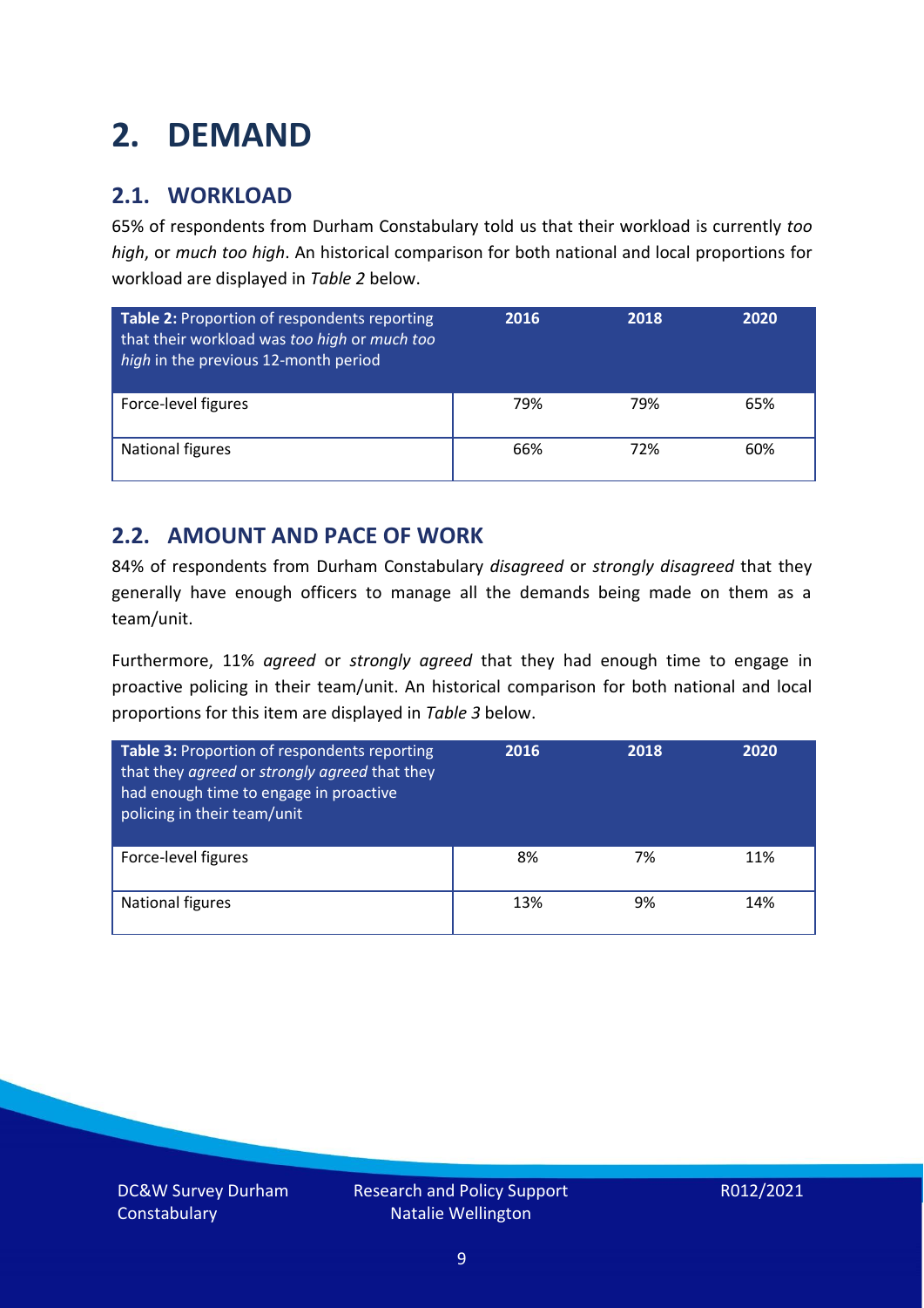# 2. DEMAND

## 2.1. WORKLOAD

65% of respondents from Durham Constabulary told us that their workload is currently *too high*, or *much too high*. An historical comparison for both national and local proportions for workload are displayed in *Table 2* below.

| **Table 2:** Proportion of respondents reporting that their workload was *too high* or *much too high* in the previous 12-month period | 2016 | 2018 | 2020 |
|---|---|---|---|
| Force-level figures | 79% | 79% | 65% |
| National figures | 66% | 72% | 60% |

## 2.2. AMOUNT AND PACE OF WORK

84% of respondents from Durham Constabulary *disagreed* or *strongly disagreed* that they generally have enough officers to manage all the demands being made on them as a team/unit.

Furthermore, 11% *agreed* or *strongly agreed* that they had enough time to engage in proactive policing in their team/unit. An historical comparison for both national and local proportions for this item are displayed in *Table 3* below.

| **Table 3:** Proportion of respondents reporting that they *agreed* or *strongly agreed* that they had enough time to engage in proactive policing in their team/unit | 2016 | 2018 | 2020 |
|---|---|---|---|
| Force-level figures | 8% | 7% | 11% |
| National figures | 13% | 9% | 14% |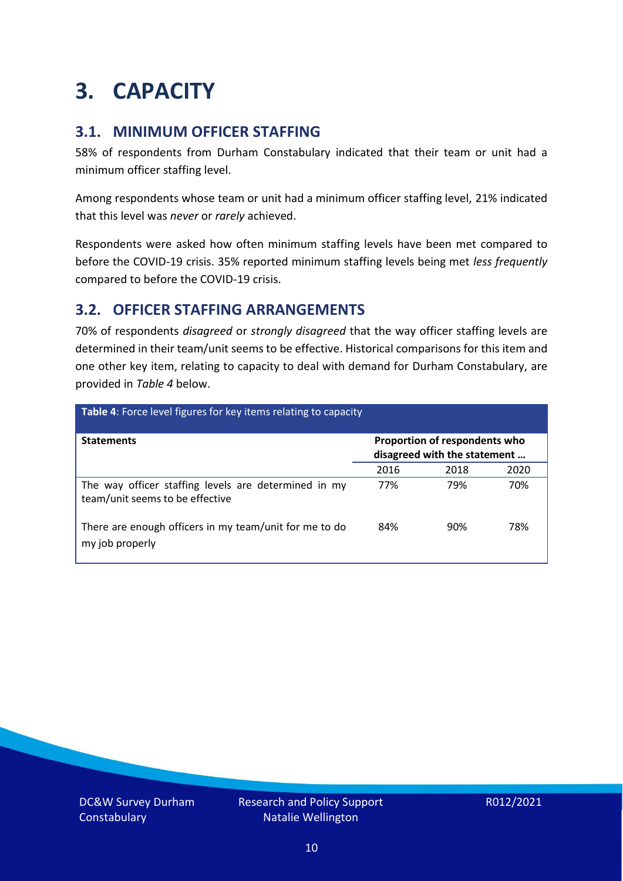# 3. CAPACITY

## 3.1. MINIMUM OFFICER STAFFING

58% of respondents from Durham Constabulary indicated that their team or unit had a minimum officer staffing level.

Among respondents whose team or unit had a minimum officer staffing level, 21% indicated that this level was *never* or *rarely* achieved.

Respondents were asked how often minimum staffing levels have been met compared to before the COVID-19 crisis. 35% reported minimum staffing levels being met *less frequently* compared to before the COVID-19 crisis.

## 3.2. OFFICER STAFFING ARRANGEMENTS

70% of respondents *disagreed* or *strongly disagreed* that the way officer staffing levels are determined in their team/unit seems to be effective. Historical comparisons for this item and one other key item, relating to capacity to deal with demand for Durham Constabulary, are provided in *Table 4* below.

**Table 4**: Force level figures for key items relating to capacity

| Statements | Proportion of respondents who disagreed with the statement … | | |
|---|---|---|---|
| | 2016 | 2018 | 2020 |
| The way officer staffing levels are determined in my team/unit seems to be effective | 77% | 79% | 70% |
| There are enough officers in my team/unit for me to do my job properly | 84% | 90% | 78% |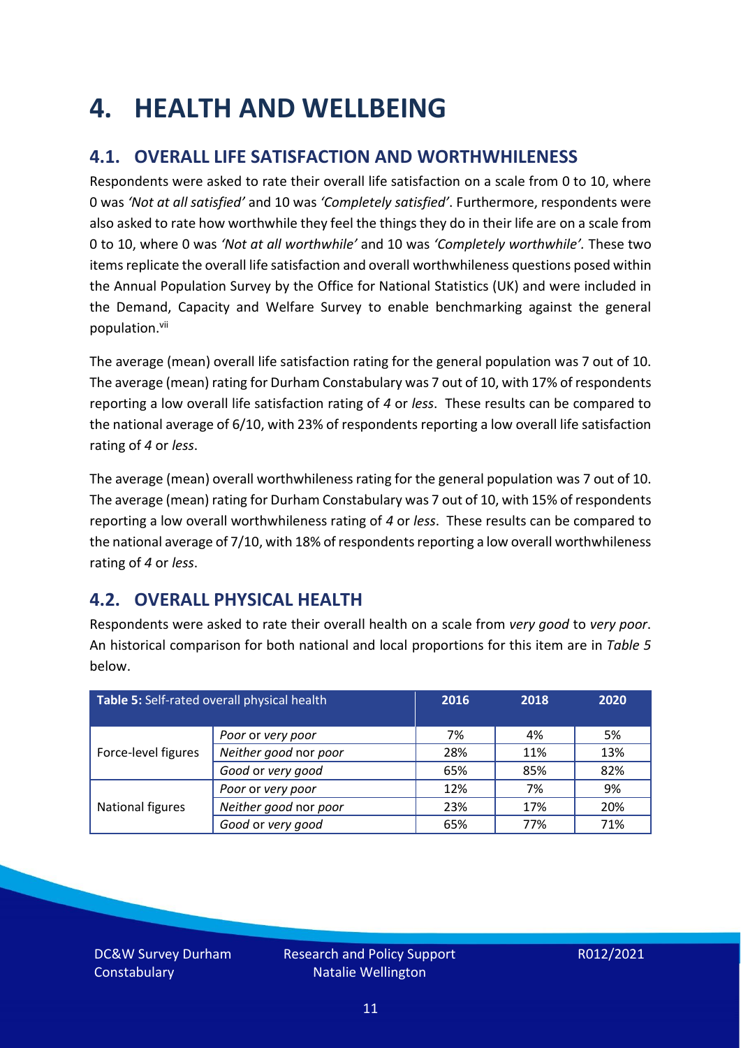# 4. HEALTH AND WELLBEING

## 4.1. OVERALL LIFE SATISFACTION AND WORTHWHILENESS

Respondents were asked to rate their overall life satisfaction on a scale from 0 to 10, where 0 was *'Not at all satisfied'* and 10 was *'Completely satisfied'*. Furthermore, respondents were also asked to rate how worthwhile they feel the things they do in their life are on a scale from 0 to 10, where 0 was *'Not at all worthwhile'* and 10 was *'Completely worthwhile'.* These two items replicate the overall life satisfaction and overall worthwhileness questions posed within the Annual Population Survey by the Office for National Statistics (UK) and were included in the Demand, Capacity and Welfare Survey to enable benchmarking against the general population.[vii]

The average (mean) overall life satisfaction rating for the general population was 7 out of 10. The average (mean) rating for Durham Constabulary was 7 out of 10, with 17% of respondents reporting a low overall life satisfaction rating of *4* or *less*. These results can be compared to the national average of 6/10, with 23% of respondents reporting a low overall life satisfaction rating of *4* or *less*.

The average (mean) overall worthwhileness rating for the general population was 7 out of 10. The average (mean) rating for Durham Constabulary was 7 out of 10, with 15% of respondents reporting a low overall worthwhileness rating of *4* or *less*. These results can be compared to the national average of 7/10, with 18% of respondents reporting a low overall worthwhileness rating of *4* or *less*.

## 4.2. OVERALL PHYSICAL HEALTH

Respondents were asked to rate their overall health on a scale from *very good* to *very poor*. An historical comparison for both national and local proportions for this item are in *Table 5* below.

| **Table 5:** Self-rated overall physical health | | 2016 | 2018 | 2020 |
|---|---|---|---|---|
| Force-level figures | *Poor* or *very poor* | 7% | 4% | 5% |
| | *Neither good* nor *poor* | 28% | 11% | 13% |
| | *Good* or *very good* | 65% | 85% | 82% |
| National figures | *Poor* or *very poor* | 12% | 7% | 9% |
| | *Neither good* nor *poor* | 23% | 17% | 20% |
| | *Good* or *very good* | 65% | 77% | 71% |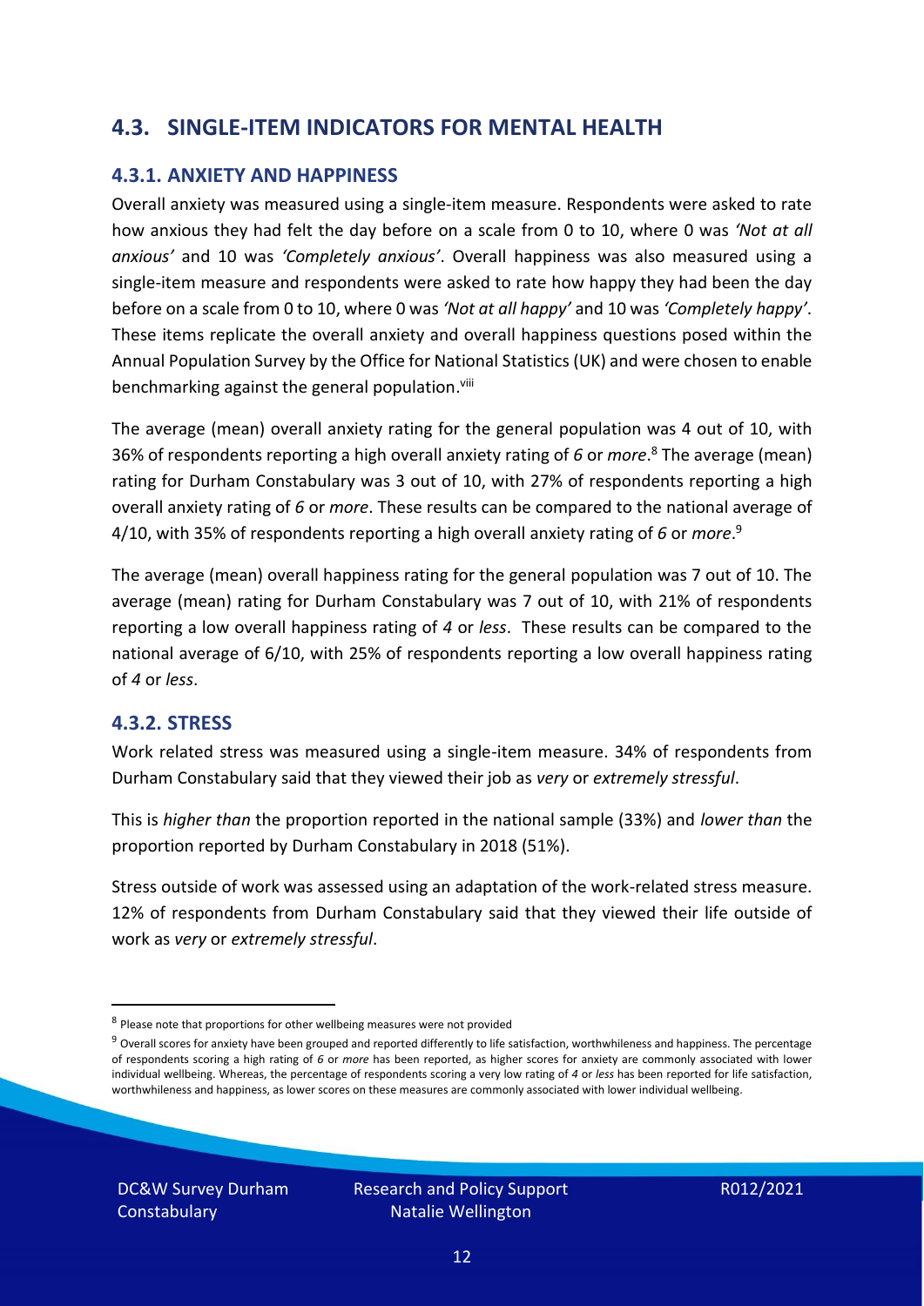## 4.3. SINGLE-ITEM INDICATORS FOR MENTAL HEALTH

### 4.3.1. ANXIETY AND HAPPINESS

Overall anxiety was measured using a single-item measure. Respondents were asked to rate how anxious they had felt the day before on a scale from 0 to 10, where 0 was *'Not at all anxious'* and 10 was *'Completely anxious'*. Overall happiness was also measured using a single-item measure and respondents were asked to rate how happy they had been the day before on a scale from 0 to 10, where 0 was *'Not at all happy'* and 10 was *'Completely happy'*. These items replicate the overall anxiety and overall happiness questions posed within the Annual Population Survey by the Office for National Statistics (UK) and were chosen to enable benchmarking against the general population.[viii]

The average (mean) overall anxiety rating for the general population was 4 out of 10, with 36% of respondents reporting a high overall anxiety rating of *6* or *more*.[8] The average (mean) rating for Durham Constabulary was 3 out of 10, with 27% of respondents reporting a high overall anxiety rating of *6* or *more*. These results can be compared to the national average of 4/10, with 35% of respondents reporting a high overall anxiety rating of *6* or *more*.[9]

The average (mean) overall happiness rating for the general population was 7 out of 10. The average (mean) rating for Durham Constabulary was 7 out of 10, with 21% of respondents reporting a low overall happiness rating of *4* or *less*. These results can be compared to the national average of 6/10, with 25% of respondents reporting a low overall happiness rating of *4* or *less*.

### 4.3.2. STRESS

Work related stress was measured using a single-item measure. 34% of respondents from Durham Constabulary said that they viewed their job as *very* or *extremely stressful*.

This is *higher than* the proportion reported in the national sample (33%) and *lower than* the proportion reported by Durham Constabulary in 2018 (51%).

Stress outside of work was assessed using an adaptation of the work-related stress measure. 12% of respondents from Durham Constabulary said that they viewed their life outside of work as *very* or *extremely stressful*.

---

[8] Please note that proportions for other wellbeing measures were not provided

[9] Overall scores for anxiety have been grouped and reported differently to life satisfaction, worthwhileness and happiness. The percentage of respondents scoring a high rating of *6* or *more* has been reported, as higher scores for anxiety are commonly associated with lower individual wellbeing. Whereas, the percentage of respondents scoring a very low rating of *4* or *less* has been reported for life satisfaction, worthwhileness and happiness, as lower scores on these measures are commonly associated with lower individual wellbeing.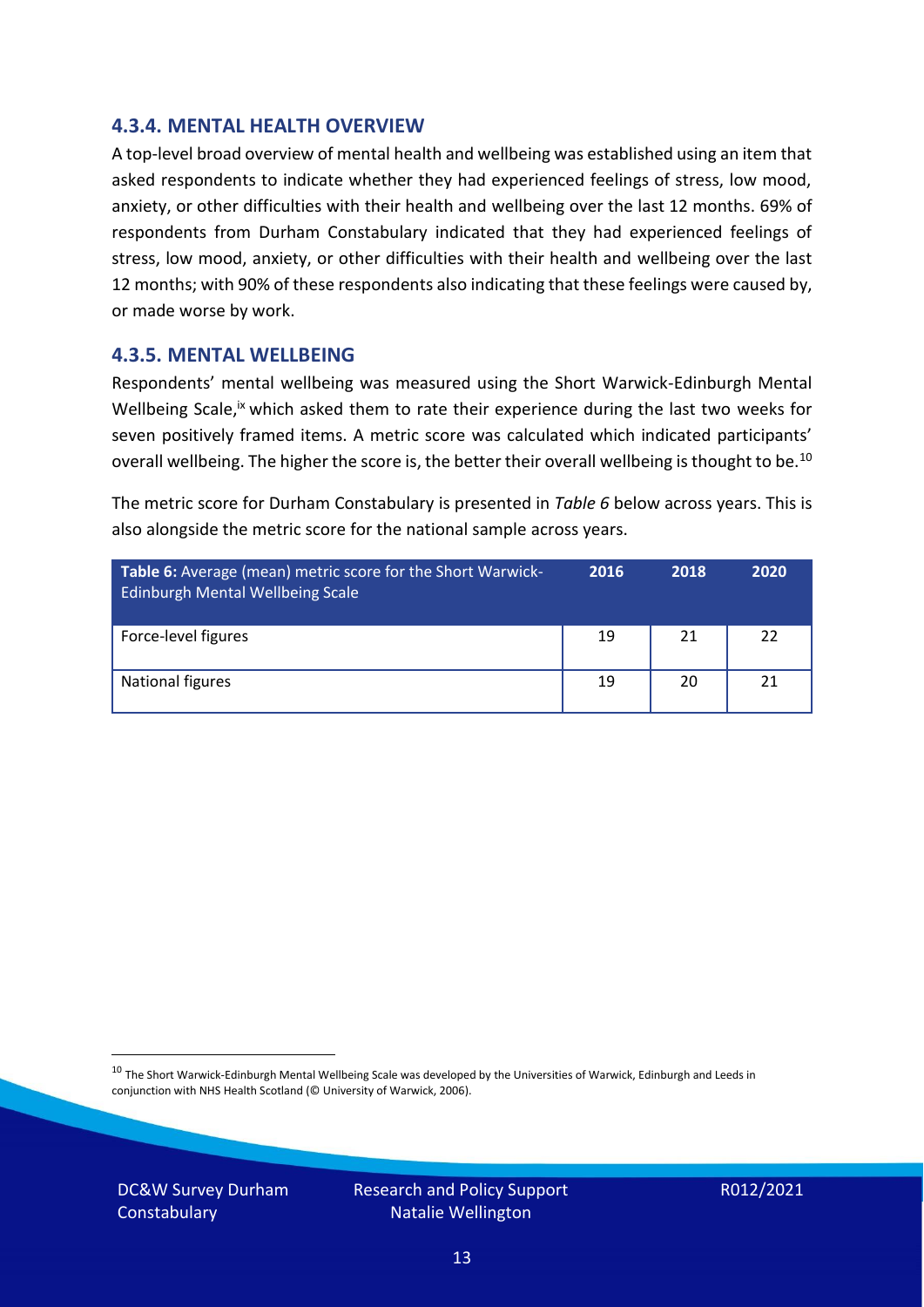### 4.3.4. MENTAL HEALTH OVERVIEW

A top-level broad overview of mental health and wellbeing was established using an item that asked respondents to indicate whether they had experienced feelings of stress, low mood, anxiety, or other difficulties with their health and wellbeing over the last 12 months. 69% of respondents from Durham Constabulary indicated that they had experienced feelings of stress, low mood, anxiety, or other difficulties with their health and wellbeing over the last 12 months; with 90% of these respondents also indicating that these feelings were caused by, or made worse by work.

### 4.3.5. MENTAL WELLBEING

Respondents' mental wellbeing was measured using the Short Warwick-Edinburgh Mental Wellbeing Scale,[ix] which asked them to rate their experience during the last two weeks for seven positively framed items. A metric score was calculated which indicated participants' overall wellbeing. The higher the score is, the better their overall wellbeing is thought to be.[10]

The metric score for Durham Constabulary is presented in *Table 6* below across years. This is also alongside the metric score for the national sample across years.

| **Table 6:** Average (mean) metric score for the Short Warwick-Edinburgh Mental Wellbeing Scale | 2016 | 2018 | 2020 |
|---|---|---|---|
| Force-level figures | 19 | 21 | 22 |
| National figures | 19 | 20 | 21 |

[10] The Short Warwick-Edinburgh Mental Wellbeing Scale was developed by the Universities of Warwick, Edinburgh and Leeds in conjunction with NHS Health Scotland (© University of Warwick, 2006).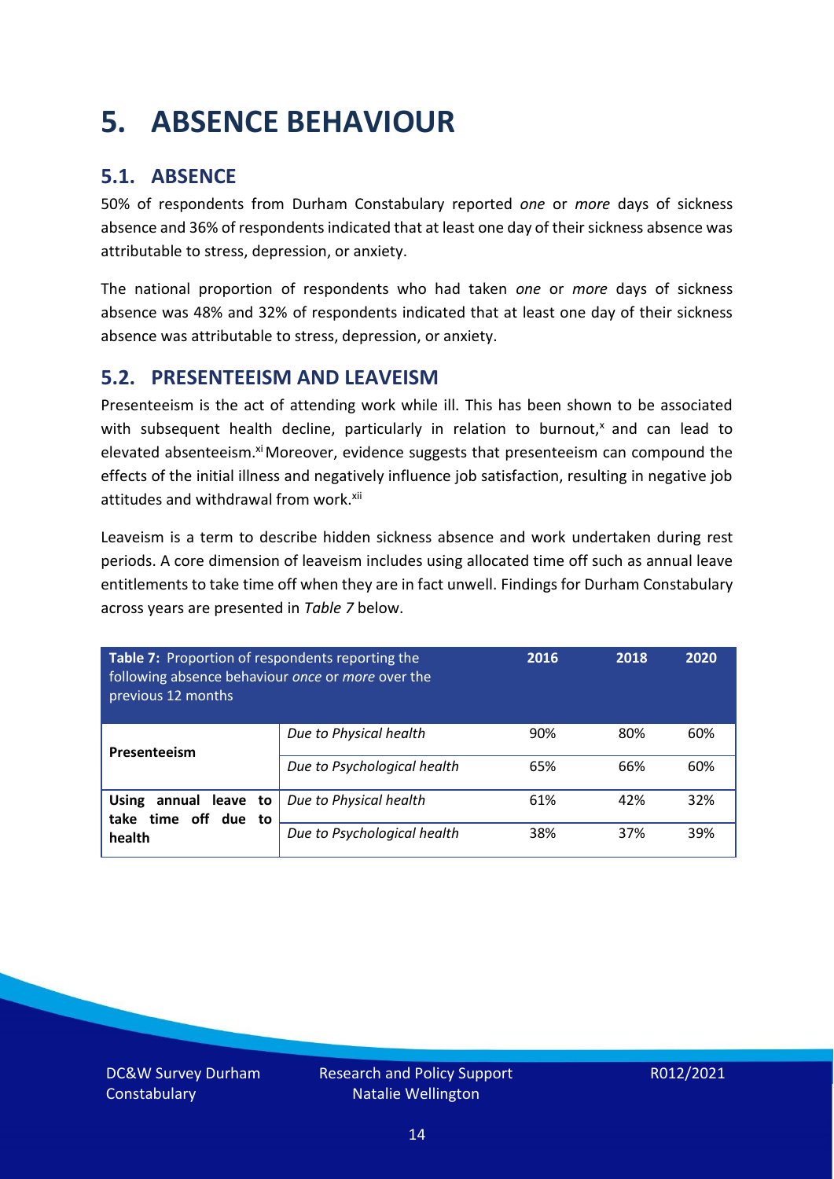# 5. ABSENCE BEHAVIOUR

## 5.1. ABSENCE

50% of respondents from Durham Constabulary reported *one* or *more* days of sickness absence and 36% of respondents indicated that at least one day of their sickness absence was attributable to stress, depression, or anxiety.

The national proportion of respondents who had taken *one* or *more* days of sickness absence was 48% and 32% of respondents indicated that at least one day of their sickness absence was attributable to stress, depression, or anxiety.

## 5.2. PRESENTEEISM AND LEAVEISM

Presenteeism is the act of attending work while ill. This has been shown to be associated with subsequent health decline, particularly in relation to burnout,[x] and can lead to elevated absenteeism.[xi] Moreover, evidence suggests that presenteeism can compound the effects of the initial illness and negatively influence job satisfaction, resulting in negative job attitudes and withdrawal from work.[xii]

Leaveism is a term to describe hidden sickness absence and work undertaken during rest periods. A core dimension of leaveism includes using allocated time off such as annual leave entitlements to take time off when they are in fact unwell. Findings for Durham Constabulary across years are presented in *Table 7* below.

| **Table 7:** Proportion of respondents reporting the following absence behaviour *once* or *more* over the previous 12 months | | 2016 | 2018 | 2020 |
|---|---|---|---|---|
| **Presenteeism** | *Due to Physical health* | 90% | 80% | 60% |
| | *Due to Psychological health* | 65% | 66% | 60% |
| **Using annual leave to take time off due to health** | *Due to Physical health* | 61% | 42% | 32% |
| | *Due to Psychological health* | 38% | 37% | 39% |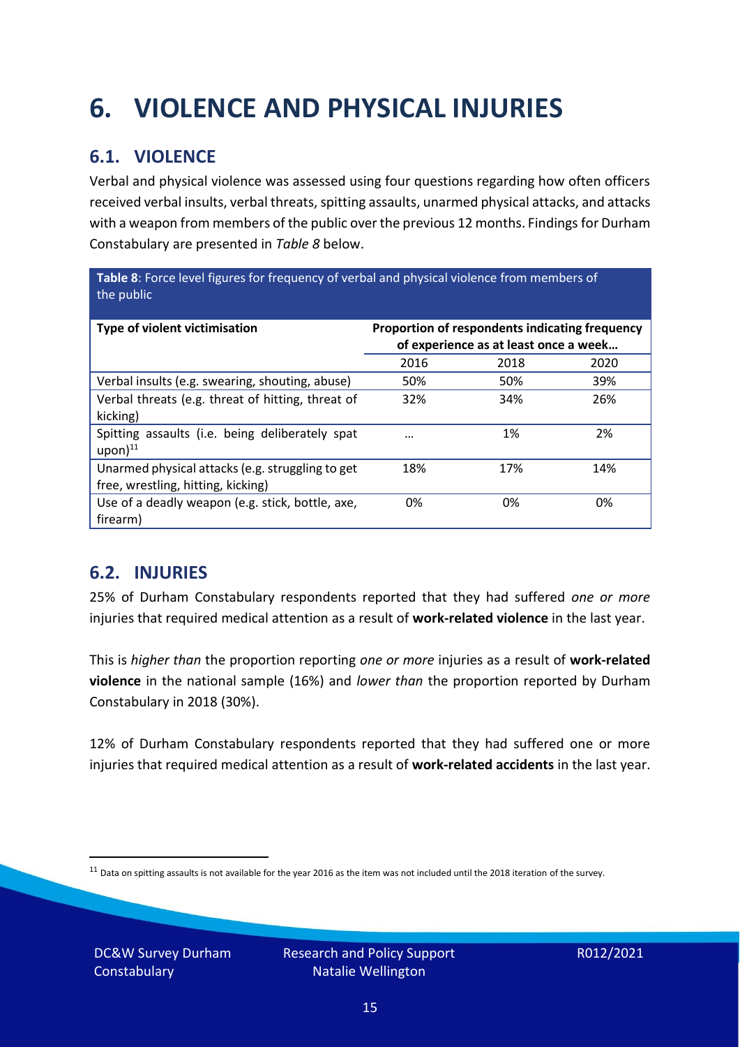# 6. VIOLENCE AND PHYSICAL INJURIES

## 6.1. VIOLENCE

Verbal and physical violence was assessed using four questions regarding how often officers received verbal insults, verbal threats, spitting assaults, unarmed physical attacks, and attacks with a weapon from members of the public over the previous 12 months. Findings for Durham Constabulary are presented in *Table 8* below.

**Table 8**: Force level figures for frequency of verbal and physical violence from members of the public

| Type of violent victimisation | Proportion of respondents indicating frequency of experience as at least once a week… | | |
|---|---|---|---|
| | 2016 | 2018 | 2020 |
| Verbal insults (e.g. swearing, shouting, abuse) | 50% | 50% | 39% |
| Verbal threats (e.g. threat of hitting, threat of kicking) | 32% | 34% | 26% |
| Spitting assaults (i.e. being deliberately spat upon)[11] | … | 1% | 2% |
| Unarmed physical attacks (e.g. struggling to get free, wrestling, hitting, kicking) | 18% | 17% | 14% |
| Use of a deadly weapon (e.g. stick, bottle, axe, firearm) | 0% | 0% | 0% |

## 6.2. INJURIES

25% of Durham Constabulary respondents reported that they had suffered *one or more* injuries that required medical attention as a result of **work-related violence** in the last year.

This is *higher than* the proportion reporting *one or more* injuries as a result of **work-related violence** in the national sample (16%) and *lower than* the proportion reported by Durham Constabulary in 2018 (30%).

12% of Durham Constabulary respondents reported that they had suffered one or more injuries that required medical attention as a result of **work-related accidents** in the last year.

[11] Data on spitting assaults is not available for the year 2016 as the item was not included until the 2018 iteration of the survey.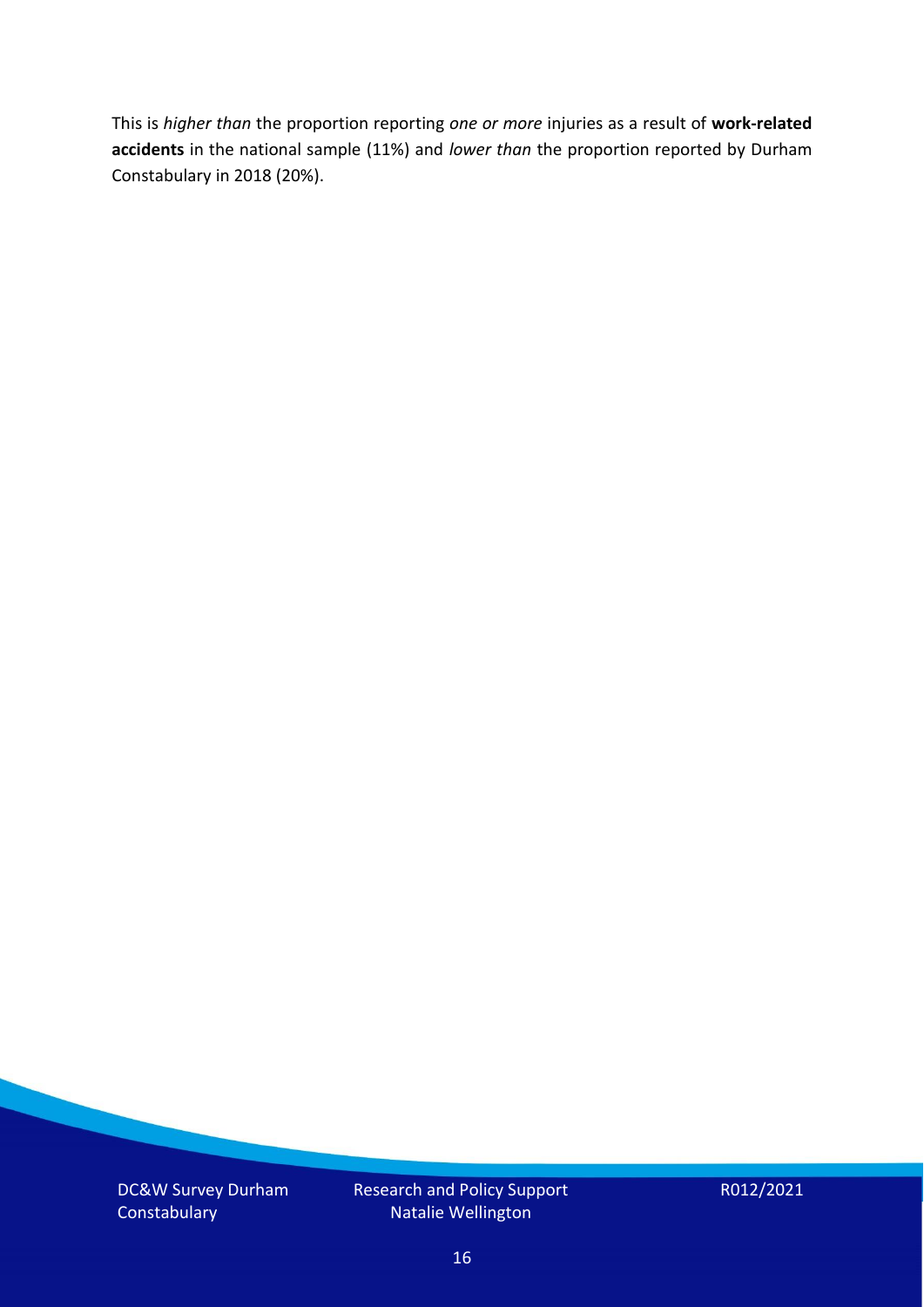This is *higher than* the proportion reporting *one or more* injuries as a result of **work-related accidents** in the national sample (11%) and *lower than* the proportion reported by Durham Constabulary in 2018 (20%).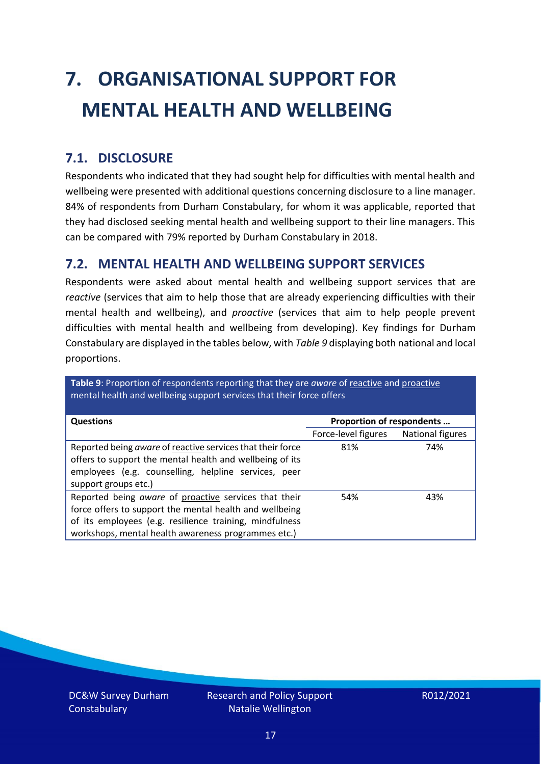# 7. ORGANISATIONAL SUPPORT FOR MENTAL HEALTH AND WELLBEING

## 7.1. DISCLOSURE

Respondents who indicated that they had sought help for difficulties with mental health and wellbeing were presented with additional questions concerning disclosure to a line manager. 84% of respondents from Durham Constabulary, for whom it was applicable, reported that they had disclosed seeking mental health and wellbeing support to their line managers. This can be compared with 79% reported by Durham Constabulary in 2018.

## 7.2. MENTAL HEALTH AND WELLBEING SUPPORT SERVICES

Respondents were asked about mental health and wellbeing support services that are *reactive* (services that aim to help those that are already experiencing difficulties with their mental health and wellbeing), and *proactive* (services that aim to help people prevent difficulties with mental health and wellbeing from developing). Key findings for Durham Constabulary are displayed in the tables below, with *Table 9* displaying both national and local proportions.

**Table 9**: Proportion of respondents reporting that they are *aware* of reactive and proactive mental health and wellbeing support services that their force offers

| Questions | Proportion of respondents … | |
|---|---|---|
| | Force-level figures | National figures |
| Reported being *aware* of reactive services that their force offers to support the mental health and wellbeing of its employees (e.g. counselling, helpline services, peer support groups etc.) | 81% | 74% |
| Reported being *aware* of proactive services that their force offers to support the mental health and wellbeing of its employees (e.g. resilience training, mindfulness workshops, mental health awareness programmes etc.) | 54% | 43% |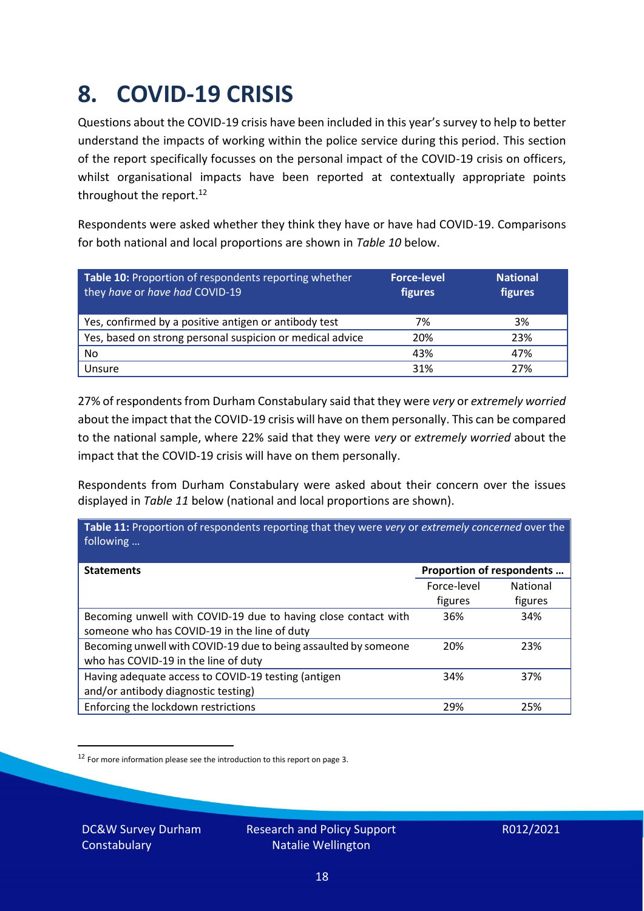# 8. COVID-19 CRISIS

Questions about the COVID-19 crisis have been included in this year's survey to help to better understand the impacts of working within the police service during this period. This section of the report specifically focusses on the personal impact of the COVID-19 crisis on officers, whilst organisational impacts have been reported at contextually appropriate points throughout the report.[12]

Respondents were asked whether they think they have or have had COVID-19. Comparisons for both national and local proportions are shown in *Table 10* below.

| **Table 10:** Proportion of respondents reporting whether they *have* or *have had* COVID-19 | **Force-level figures** | **National figures** |
|---|---|---|
| Yes, confirmed by a positive antigen or antibody test | 7% | 3% |
| Yes, based on strong personal suspicion or medical advice | 20% | 23% |
| No | 43% | 47% |
| Unsure | 31% | 27% |

27% of respondents from Durham Constabulary said that they were *very* or *extremely worried* about the impact that the COVID-19 crisis will have on them personally. This can be compared to the national sample, where 22% said that they were *very* or *extremely worried* about the impact that the COVID-19 crisis will have on them personally.

Respondents from Durham Constabulary were asked about their concern over the issues displayed in *Table 11* below (national and local proportions are shown).

**Table 11:** Proportion of respondents reporting that they were *very* or *extremely concerned* over the following …

| **Statements** | **Proportion of respondents …** | |
|---|---|---|
| | Force-level figures | National figures |
| Becoming unwell with COVID-19 due to having close contact with someone who has COVID-19 in the line of duty | 36% | 34% |
| Becoming unwell with COVID-19 due to being assaulted by someone who has COVID-19 in the line of duty | 20% | 23% |
| Having adequate access to COVID-19 testing (antigen and/or antibody diagnostic testing) | 34% | 37% |
| Enforcing the lockdown restrictions | 29% | 25% |

[12] For more information please see the introduction to this report on page 3.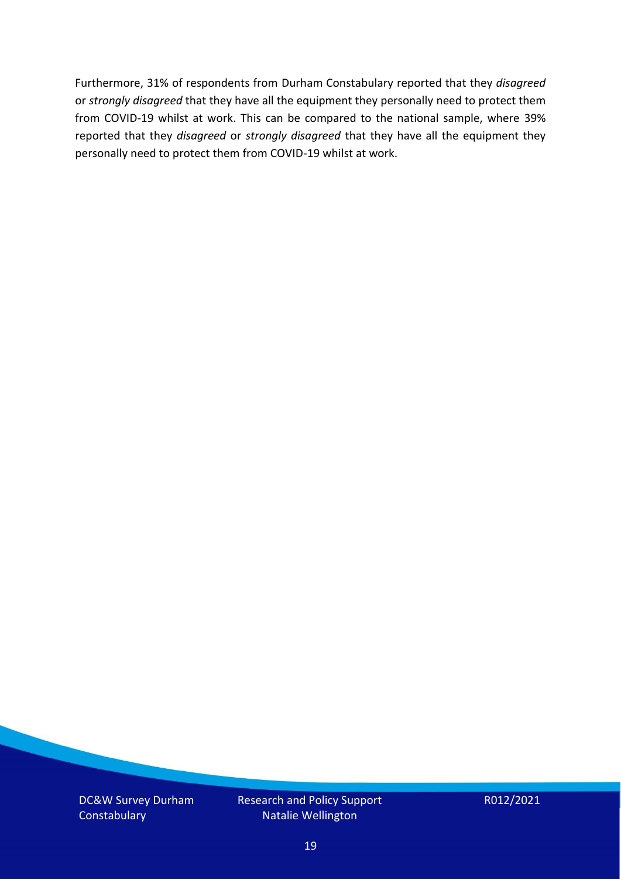Furthermore, 31% of respondents from Durham Constabulary reported that they *disagreed* or *strongly disagreed* that they have all the equipment they personally need to protect them from COVID-19 whilst at work. This can be compared to the national sample, where 39% reported that they *disagreed* or *strongly disagreed* that they have all the equipment they personally need to protect them from COVID-19 whilst at work.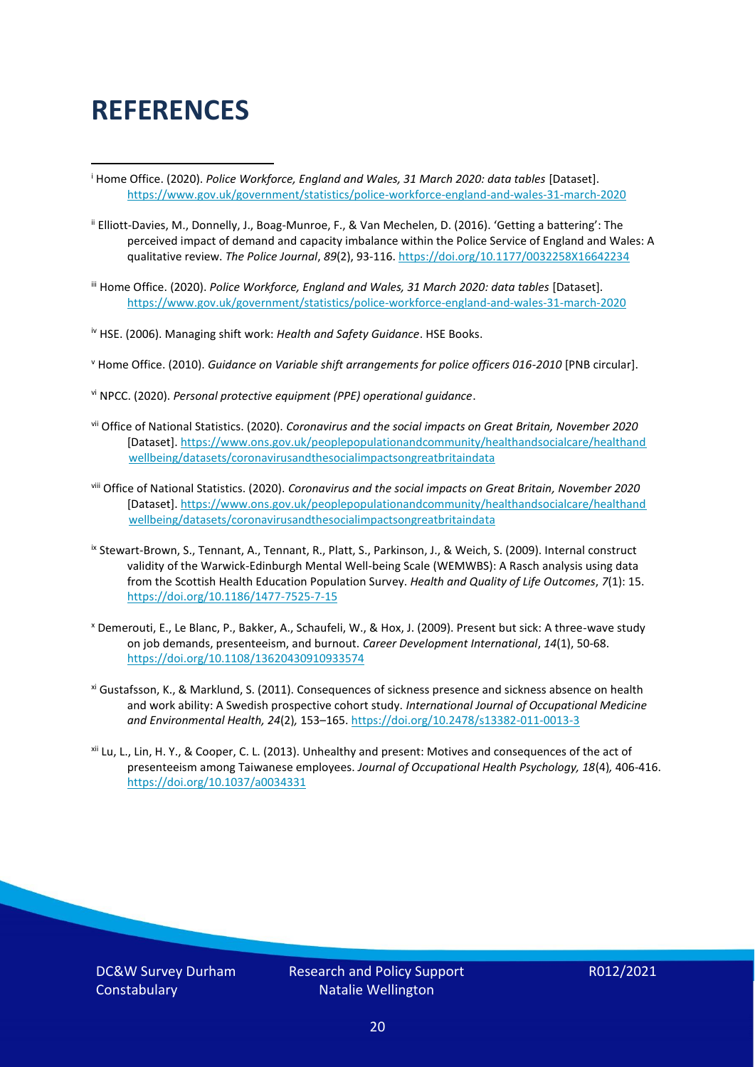# REFERENCES

[i] Home Office. (2020). *Police Workforce, England and Wales, 31 March 2020: data tables* [Dataset]. https://www.gov.uk/government/statistics/police-workforce-england-and-wales-31-march-2020

[ii] Elliott-Davies, M., Donnelly, J., Boag-Munroe, F., & Van Mechelen, D. (2016). 'Getting a battering': The perceived impact of demand and capacity imbalance within the Police Service of England and Wales: A qualitative review. *The Police Journal*, *89*(2), 93-116. https://doi.org/10.1177/0032258X16642234

[iii] Home Office. (2020). *Police Workforce, England and Wales, 31 March 2020: data tables* [Dataset]. https://www.gov.uk/government/statistics/police-workforce-england-and-wales-31-march-2020

[iv] HSE. (2006). Managing shift work: *Health and Safety Guidance*. HSE Books.

[v] Home Office. (2010). *Guidance on Variable shift arrangements for police officers 016-2010* [PNB circular].

[vi] NPCC. (2020). *Personal protective equipment (PPE) operational guidance*.

[vii] Office of National Statistics. (2020). *Coronavirus and the social impacts on Great Britain, November 2020* [Dataset]. https://www.ons.gov.uk/peoplepopulationandcommunity/healthandsocialcare/healthandwellbeing/datasets/coronavirusandthesocialimpactsongreatbritaindata

[viii] Office of National Statistics. (2020). *Coronavirus and the social impacts on Great Britain, November 2020* [Dataset]. https://www.ons.gov.uk/peoplepopulationandcommunity/healthandsocialcare/healthandwellbeing/datasets/coronavirusandthesocialimpactsongreatbritaindata

[ix] Stewart-Brown, S., Tennant, A., Tennant, R., Platt, S., Parkinson, J., & Weich, S. (2009). Internal construct validity of the Warwick-Edinburgh Mental Well-being Scale (WEMWBS): A Rasch analysis using data from the Scottish Health Education Population Survey. *Health and Quality of Life Outcomes*, *7*(1): 15. https://doi.org/10.1186/1477-7525-7-15

[x] Demerouti, E., Le Blanc, P., Bakker, A., Schaufeli, W., & Hox, J. (2009). Present but sick: A three-wave study on job demands, presenteeism, and burnout. *Career Development International*, *14*(1), 50-68. https://doi.org/10.1108/13620430910933574

[xi] Gustafsson, K., & Marklund, S. (2011). Consequences of sickness presence and sickness absence on health and work ability: A Swedish prospective cohort study. *International Journal of Occupational Medicine and Environmental Health, 24*(2)*,* 153–165. https://doi.org/10.2478/s13382-011-0013-3

[xii] Lu, L., Lin, H. Y., & Cooper, C. L. (2013). Unhealthy and present: Motives and consequences of the act of presenteeism among Taiwanese employees. *Journal of Occupational Health Psychology, 18*(4)*,* 406-416. https://doi.org/10.1037/a0034331